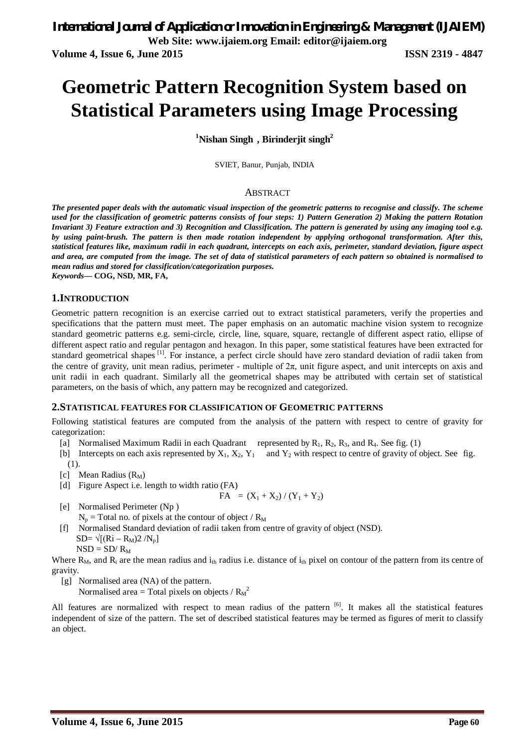# Geometric Pattern Recognition System based on Statistical Parameters using Image Processing

**[1]Nishan Singh , Birinderjit singh[2]**

SVIET, Banur, Punjab, INDIA

## ABSTRACT

***The presented paper deals with the automatic visual inspection of the geometric patterns to recognise and classify. The scheme used for the classification of geometric patterns consists of four steps: 1) Pattern Generation 2) Making the pattern Rotation Invariant 3) Feature extraction and 3) Recognition and Classification. The pattern is generated by using any imaging tool e.g. by using paint-brush. The pattern is then made rotation independent by applying orthogonal transformation. After this, statistical features like, maximum radii in each quadrant, intercepts on each axis, perimeter, standard deviation, figure aspect and area, are computed from the image. The set of data of statistical parameters of each pattern so obtained is normalised to mean radius and stored for classification/categorization purposes.***

***Keywords*— COG, NSD, MR, FA,**

## 1. INTRODUCTION

Geometric pattern recognition is an exercise carried out to extract statistical parameters, verify the properties and specifications that the pattern must meet. The paper emphasis on an automatic machine vision system to recognize standard geometric patterns e.g. semi-circle, circle, line, square, square, rectangle of different aspect ratio, ellipse of different aspect ratio and regular pentagon and hexagon. In this paper, some statistical features have been extracted for standard geometrical shapes [1]. For instance, a perfect circle should have zero standard deviation of radii taken from the centre of gravity, unit mean radius, perimeter - multiple of $2\pi$, unit figure aspect, and unit intercepts on axis and unit radii in each quadrant. Similarly all the geometrical shapes may be attributed with certain set of statistical parameters, on the basis of which, any pattern may be recognized and categorized.

## 2. STATISTICAL FEATURES FOR CLASSIFICATION OF GEOMETRIC PATTERNS

Following statistical features are computed from the analysis of the pattern with respect to centre of gravity for categorization:

[a] Normalised Maximum Radii in each Quadrant represented by $R_1$, $R_2$, $R_3$, and $R_4$. See fig. (1)

[b] Intercepts on each axis represented by $X_1$, $X_2$, $Y_1$ and $Y_2$ with respect to centre of gravity of object. See fig. (1).

[c] Mean Radius ($R_M$)

[d] Figure Aspect i.e. length to width ratio (FA)

$$FA = (X_1 + X_2) / (Y_1 + Y_2)$$

[e] Normalised Perimeter (Np )

$N_p$ = Total no. of pixels at the contour of object / $R_M$

[f] Normalised Standard deviation of radii taken from centre of gravity of object (NSD).

$SD = \sqrt{[(Ri - R_M)2 / N_p]}$

$NSD = SD / R_M$

Where $R_M$, and $R_i$ are the mean radius and $i_{th}$ radius i.e. distance of $i_{th}$ pixel on contour of the pattern from its centre of gravity.

[g] Normalised area (NA) of the pattern.

Normalised area = Total pixels on objects / $R_M^2$

All features are normalized with respect to mean radius of the pattern [6]. It makes all the statistical features independent of size of the pattern. The set of described statistical features may be termed as figures of merit to classify an object.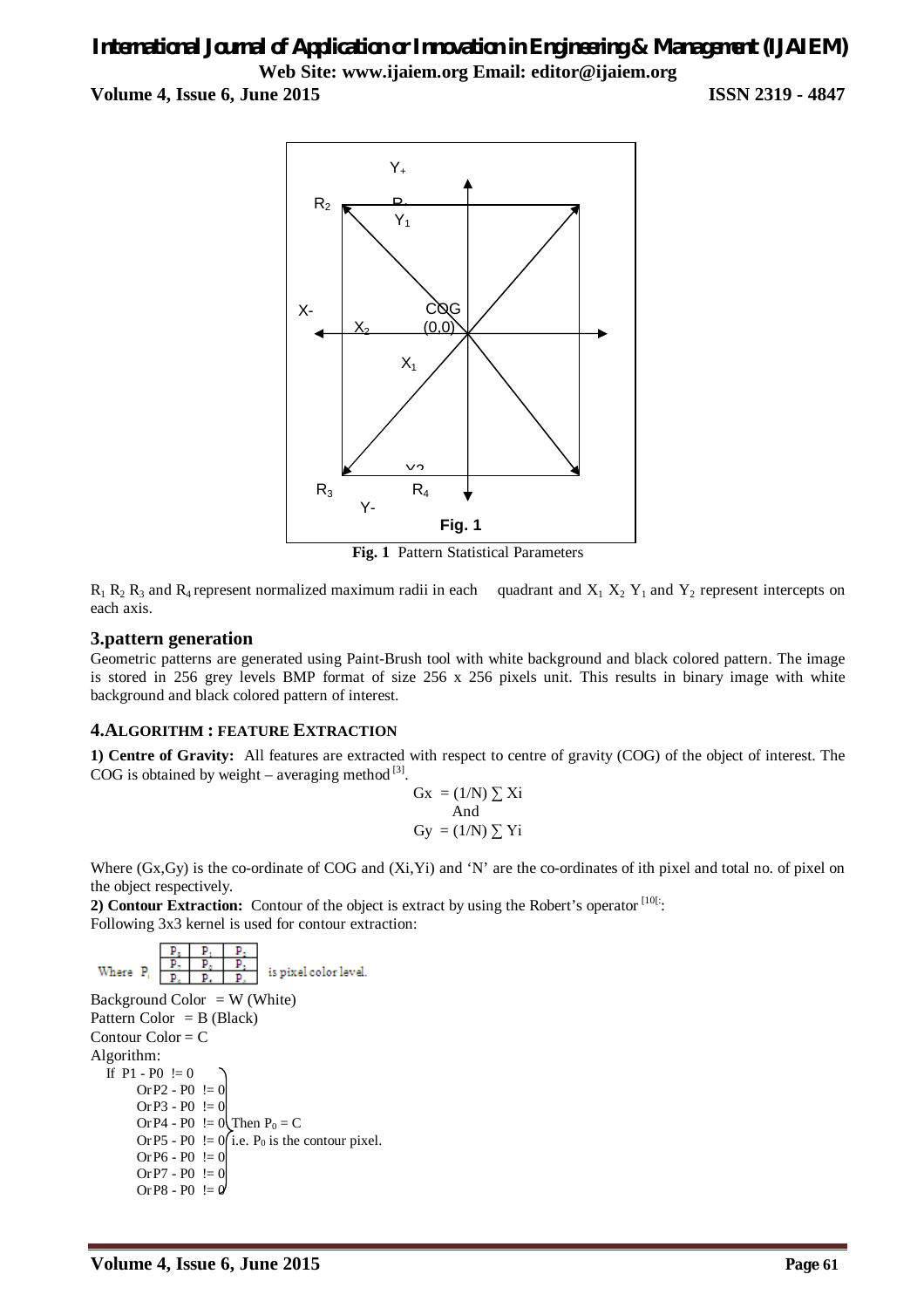Fig. 1 Pattern Statistical Parameters

$R_1$ $R_2$ $R_3$ and $R_4$ represent normalized maximum radii in each quadrant and $X_1$ $X_2$ $Y_1$ and $Y_2$ represent intercepts on each axis.

## 3.pattern generation

Geometric patterns are generated using Paint-Brush tool with white background and black colored pattern. The image is stored in 256 grey levels BMP format of size 256 x 256 pixels unit. This results in binary image with white background and black colored pattern of interest.

## 4.ALGORITHM : FEATURE EXTRACTION

**1) Centre of Gravity:** All features are extracted with respect to centre of gravity (COG) of the object of interest. The COG is obtained by weight – averaging method [3].

$$G_x = (1/N) \sum X_i$$

And

$$G_y = (1/N) \sum Y_i$$

Where $(G_x,G_y)$ is the co-ordinate of COG and $(X_i,Y_i)$ and 'N' are the co-ordinates of ith pixel and total no. of pixel on the object respectively.

**2) Contour Extraction:** Contour of the object is extract by using the Robert's operator [10[:
Following 3x3 kernel is used for contour extraction:

Where $P_i$

| $P_1$ | $P_2$ | $P_3$ |
|---|---|---|
| $P_4$ | $P_0$ | $P_5$ |
| $P_6$ | $P_7$ | $P_8$ |

is pixel color level.

Background Color = W (White)
Pattern Color = B (Black)
Contour Color = C
Algorithm:

If P1 - P0 != 0
Or P2 - P0 != 0
Or P3 - P0 != 0
Or P4 - P0 != 0 Then $P_0 = C$
Or P5 - P0 != 0 i.e. $P_0$ is the contour pixel.
Or P6 - P0 != 0
Or P7 - P0 != 0
Or P8 - P0 != 0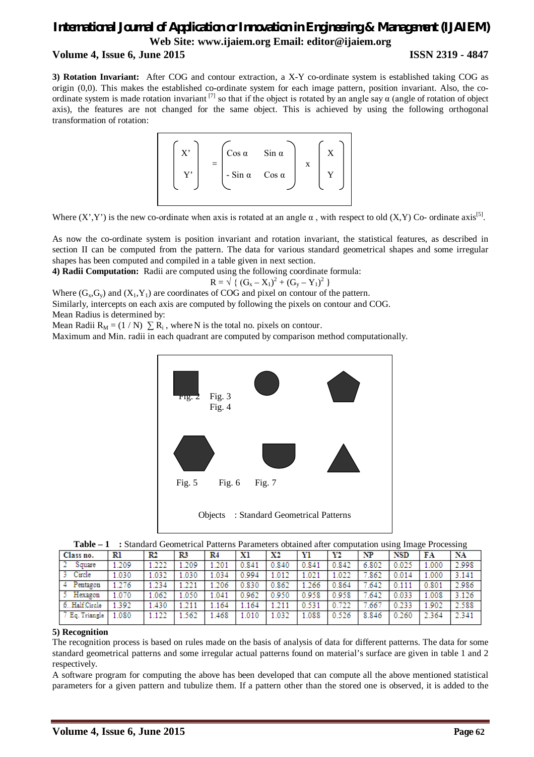**3) Rotation Invariant:** After COG and contour extraction, a X-Y co-ordinate system is established taking COG as origin (0,0). This makes the established co-ordinate system for each image pattern, position invariant. Also, the co-ordinate system is made rotation invariant [7] so that if the object is rotated by an angle say α (angle of rotation of object axis), the features are not changed for the same object. This is achieved by using the following orthogonal transformation of rotation:

$$\begin{pmatrix} X' \\ Y' \end{pmatrix} = \begin{pmatrix} \cos\alpha & \sin\alpha \\ -\sin\alpha & \cos\alpha \end{pmatrix} \times \begin{pmatrix} X \\ Y \end{pmatrix}$$

Where (X',Y') is the new co-ordinate when axis is rotated at an angle α , with respect to old (X,Y) Co- ordinate axis[5].

As now the co-ordinate system is position invariant and rotation invariant, the statistical features, as described in section II can be computed from the pattern. The data for various standard geometrical shapes and some irregular shapes has been computed and compiled in a table given in next section.

**4) Radii Computation:** Radii are computed using the following coordinate formula:

$$R = \sqrt{ (G_x - X_1)^2 + (G_y - Y_1)^2 }$$

Where $(G_x,G_y)$ and $(X_1,Y_1)$ are coordinates of COG and pixel on contour of the pattern.

Similarly, intercepts on each axis are computed by following the pixels on contour and COG.

Mean Radius is determined by:

Mean Radii $R_M = (1 / N) \sum R_i$ , where N is the total no. pixels on contour.

Maximum and Min. radii in each quadrant are computed by comparison method computationally.

Fig. 2 Fig. 3 Fig. 4

Fig. 5 Fig. 6 Fig. 7

Objects : Standard Geometrical Patterns

**Table – 1** : Standard Geometrical Patterns Parameters obtained after computation using Image Processing

| Class no. | R1 | R2 | R3 | R4 | X1 | X2 | Y1 | Y2 | NP | NSD | FA | NA |
|---|---|---|---|---|---|---|---|---|---|---|---|---|
| 2 Square | 1.209 | 1.222 | 1.209 | 1.201 | 0.841 | 0.840 | 0.841 | 0.842 | 6.802 | 0.025 | 1.000 | 2.998 |
| 3 Circle | 1.030 | 1.032 | 1.030 | 1.034 | 0.994 | 1.012 | 1.021 | 1.022 | 7.862 | 0.014 | 1.000 | 3.141 |
| 4 Pentagon | 1.276 | 1.234 | 1.221 | 1.206 | 0.830 | 0.862 | 1.266 | 0.864 | 7.642 | 0.111 | 0.801 | 2.986 |
| 5 Hexagon | 1.070 | 1.062 | 1.050 | 1.041 | 0.962 | 0.950 | 0.958 | 0.958 | 7.642 | 0.033 | 1.008 | 3.126 |
| 6 Half Circle | 1.392 | 1.430 | 1.211 | 1.164 | 1.164 | 1.211 | 0.531 | 0.722 | 7.667 | 0.233 | 1.902 | 2.588 |
| 7 Eq. Triangle | 1.080 | 1.122 | 1.562 | 1.468 | 1.010 | 1.032 | 1.088 | 0.526 | 8.846 | 0.260 | 2.364 | 2.341 |

**5) Recognition**

The recognition process is based on rules made on the basis of analysis of data for different patterns. The data for some standard geometrical patterns and some irregular actual patterns found on material's surface are given in table 1 and 2 respectively.

A software program for computing the above has been developed that can compute all the above mentioned statistical parameters for a given pattern and tubulize them. If a pattern other than the stored one is observed, it is added to the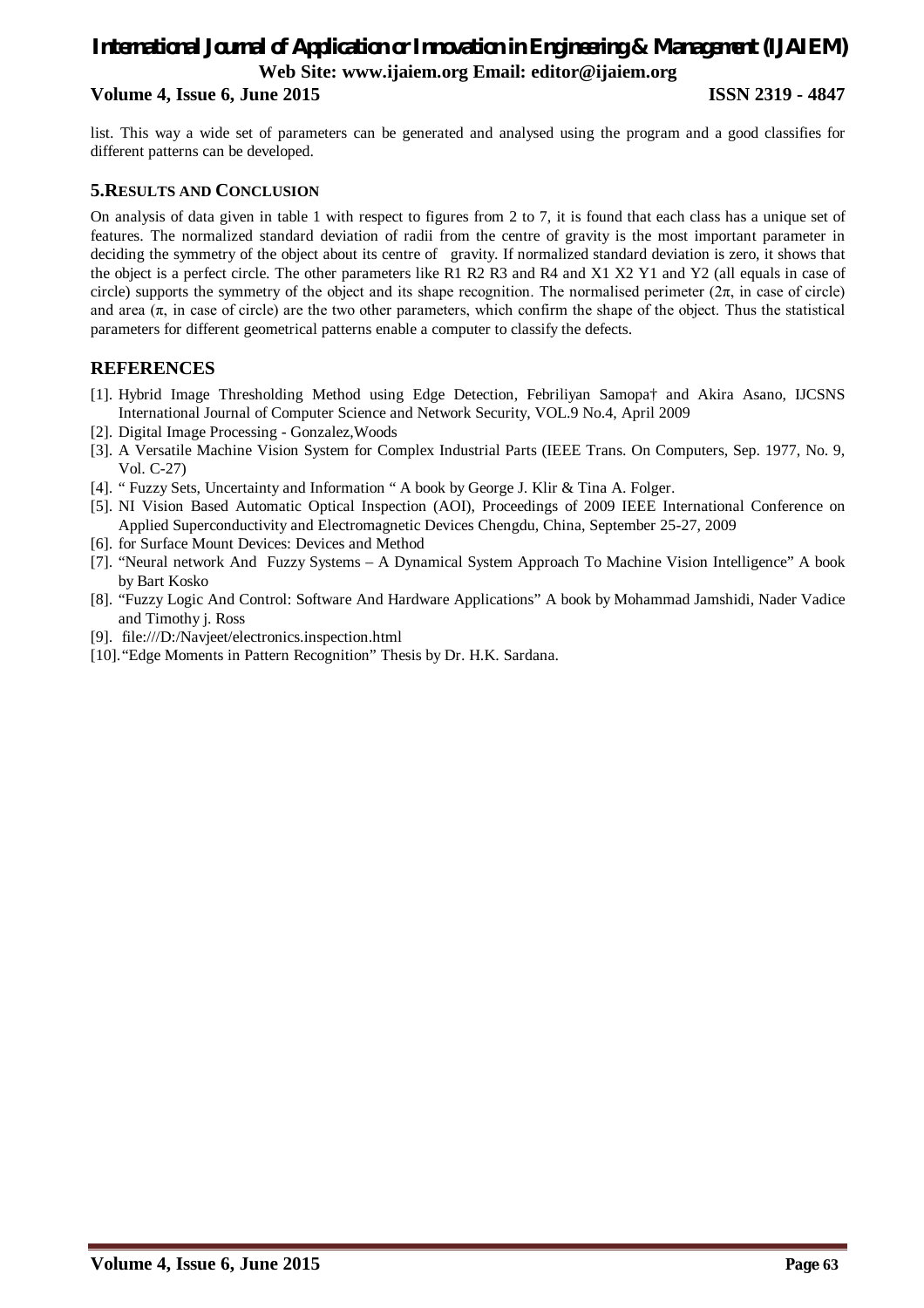list. This way a wide set of parameters can be generated and analysed using the program and a good classifies for different patterns can be developed.

## 5.RESULTS AND CONCLUSION

On analysis of data given in table 1 with respect to figures from 2 to 7, it is found that each class has a unique set of features. The normalized standard deviation of radii from the centre of gravity is the most important parameter in deciding the symmetry of the object about its centre of gravity. If normalized standard deviation is zero, it shows that the object is a perfect circle. The other parameters like R1 R2 R3 and R4 and X1 X2 Y1 and Y2 (all equals in case of circle) supports the symmetry of the object and its shape recognition. The normalised perimeter ($2\pi$, in case of circle) and area ($\pi$, in case of circle) are the two other parameters, which confirm the shape of the object. Thus the statistical parameters for different geometrical patterns enable a computer to classify the defects.

## REFERENCES

[1]. Hybrid Image Thresholding Method using Edge Detection, Febriliyan Samopa† and Akira Asano, IJCSNS International Journal of Computer Science and Network Security, VOL.9 No.4, April 2009

[2]. Digital Image Processing - Gonzalez,Woods

[3]. A Versatile Machine Vision System for Complex Industrial Parts (IEEE Trans. On Computers, Sep. 1977, No. 9, Vol. C-27)

[4]. " Fuzzy Sets, Uncertainty and Information " A book by George J. Klir & Tina A. Folger.

[5]. NI Vision Based Automatic Optical Inspection (AOI), Proceedings of 2009 IEEE International Conference on Applied Superconductivity and Electromagnetic Devices Chengdu, China, September 25-27, 2009

[6]. for Surface Mount Devices: Devices and Method

[7]. "Neural network And Fuzzy Systems – A Dynamical System Approach To Machine Vision Intelligence" A book by Bart Kosko

[8]. "Fuzzy Logic And Control: Software And Hardware Applications" A book by Mohammad Jamshidi, Nader Vadice and Timothy j. Ross

[9]. file:///D:/Navjeet/electronics.inspection.html

[10]. "Edge Moments in Pattern Recognition" Thesis by Dr. H.K. Sardana.